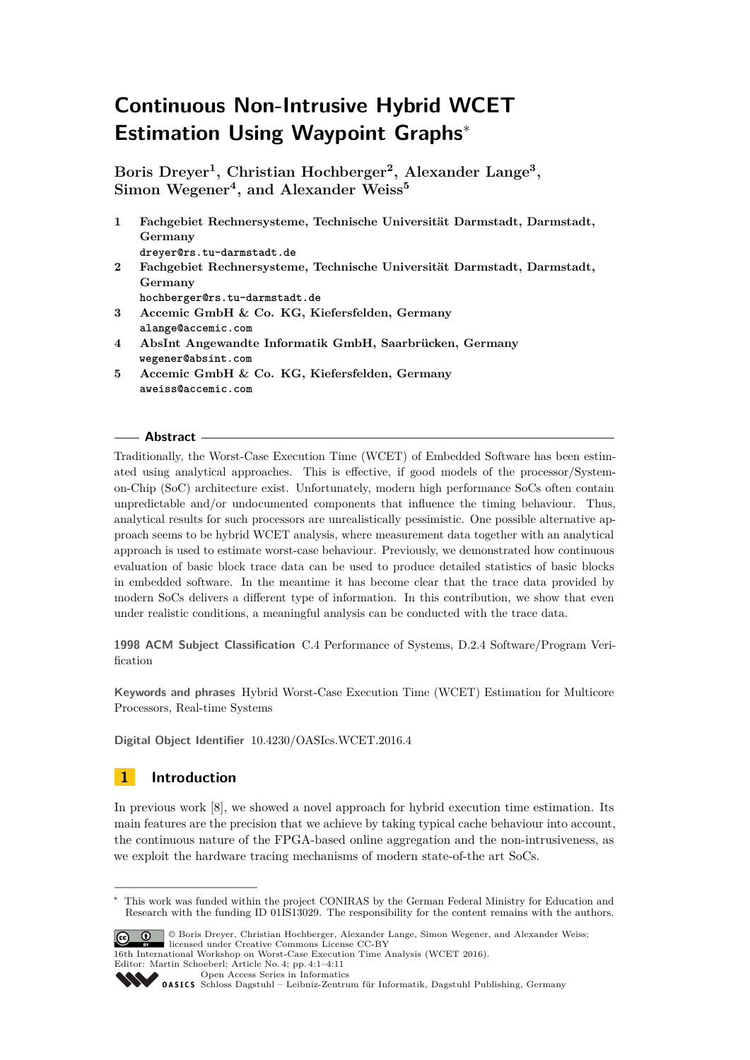# Continuous Non-Intrusive Hybrid WCET Estimation Using Waypoint Graphs*

**Boris Dreyer[1], Christian Hochberger[2], Alexander Lange[3], Simon Wegener[4], and Alexander Weiss[5]**

1. **Fachgebiet Rechnersysteme, Technische Universität Darmstadt, Darmstadt, Germany**
   dreyer@rs.tu-darmstadt.de
2. **Fachgebiet Rechnersysteme, Technische Universität Darmstadt, Darmstadt, Germany**
   hochberger@rs.tu-darmstadt.de
3. **Accemic GmbH & Co. KG, Kiefersfelden, Germany**
   alange@accemic.com
4. **AbsInt Angewandte Informatik GmbH, Saarbrücken, Germany**
   wegener@absint.com
5. **Accemic GmbH & Co. KG, Kiefersfelden, Germany**
   aweiss@accemic.com

## Abstract

Traditionally, the Worst-Case Execution Time (WCET) of Embedded Software has been estimated using analytical approaches. This is effective, if good models of the processor/System-on-Chip (SoC) architecture exist. Unfortunately, modern high performance SoCs often contain unpredictable and/or undocumented components that influence the timing behaviour. Thus, analytical results for such processors are unrealistically pessimistic. One possible alternative approach seems to be hybrid WCET analysis, where measurement data together with an analytical approach is used to estimate worst-case behaviour. Previously, we demonstrated how continuous evaluation of basic block trace data can be used to produce detailed statistics of basic blocks in embedded software. In the meantime it has become clear that the trace data provided by modern SoCs delivers a different type of information. In this contribution, we show that even under realistic conditions, a meaningful analysis can be conducted with the trace data.

**1998 ACM Subject Classification** C.4 Performance of Systems, D.2.4 Software/Program Verification

**Keywords and phrases** Hybrid Worst-Case Execution Time (WCET) Estimation for Multicore Processors, Real-time Systems

**Digital Object Identifier** 10.4230/OASIcs.WCET.2016.4

## 1 Introduction

In previous work [8], we showed a novel approach for hybrid execution time estimation. Its main features are the precision that we achieve by taking typical cache behaviour into account, the continuous nature of the FPGA-based online aggregation and the non-intrusiveness, as we exploit the hardware tracing mechanisms of modern state-of-the art SoCs.

---

* This work was funded within the project CONIRAS by the German Federal Ministry for Education and Research with the funding ID 01IS13029. The responsibility for the content remains with the authors.

© Boris Dreyer, Christian Hochberger, Alexander Lange, Simon Wegener, and Alexander Weiss; licensed under Creative Commons License CC-BY
16th International Workshop on Worst-Case Execution Time Analysis (WCET 2016).
Editor: Martin Schoeberl; Article No. 4; pp. 4:1–4:11
Open Access Series in Informatics
Schloss Dagstuhl – Leibniz-Zentrum für Informatik, Dagstuhl Publishing, Germany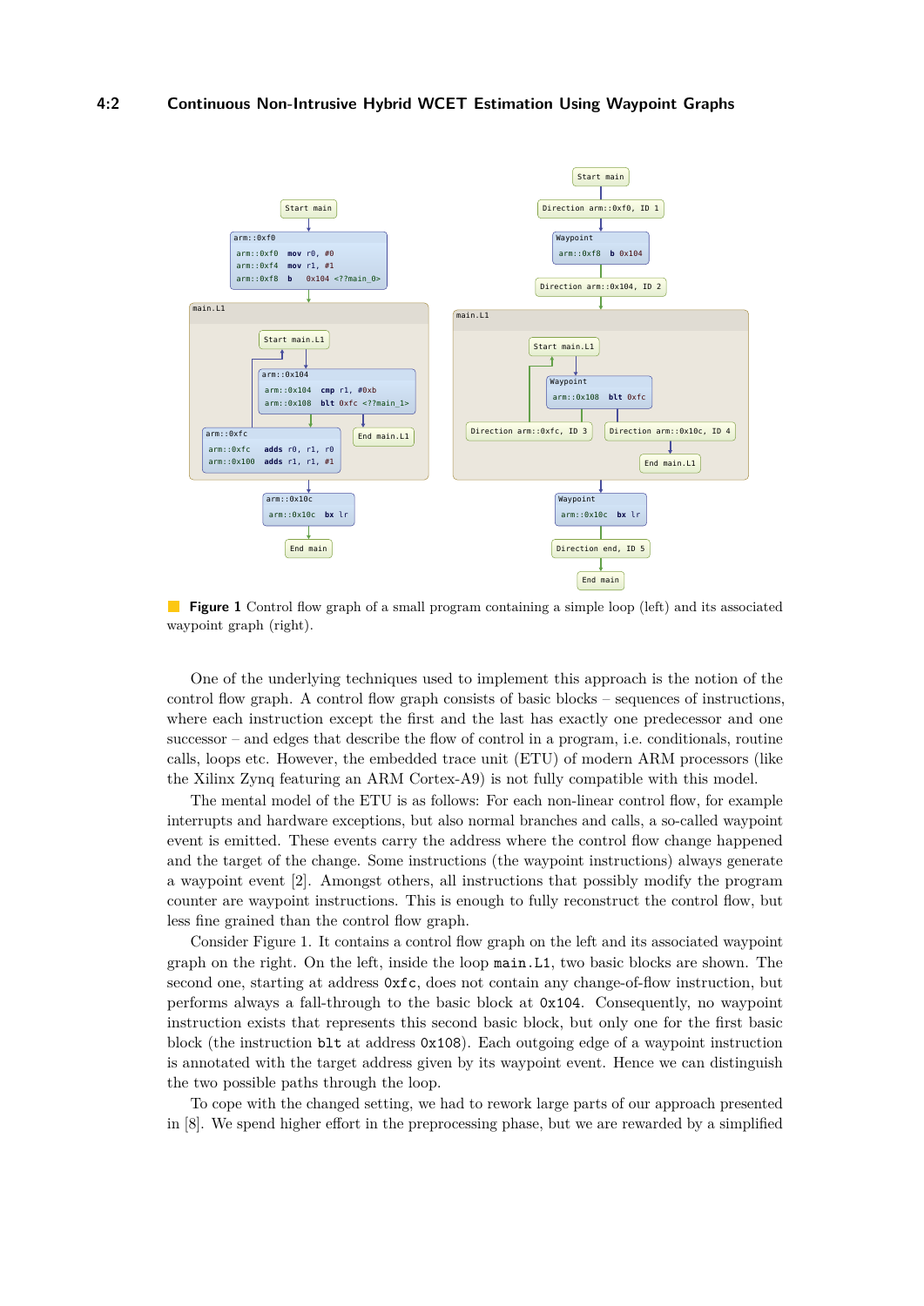**Figure 1** Control flow graph of a small program containing a simple loop (left) and its associated waypoint graph (right).

One of the underlying techniques used to implement this approach is the notion of the control flow graph. A control flow graph consists of basic blocks – sequences of instructions, where each instruction except the first and the last has exactly one predecessor and one successor – and edges that describe the flow of control in a program, i.e. conditionals, routine calls, loops etc. However, the embedded trace unit (ETU) of modern ARM processors (like the Xilinx Zynq featuring an ARM Cortex-A9) is not fully compatible with this model.

The mental model of the ETU is as follows: For each non-linear control flow, for example interrupts and hardware exceptions, but also normal branches and calls, a so-called waypoint event is emitted. These events carry the address where the control flow change happened and the target of the change. Some instructions (the waypoint instructions) always generate a waypoint event [2]. Amongst others, all instructions that possibly modify the program counter are waypoint instructions. This is enough to fully reconstruct the control flow, but less fine grained than the control flow graph.

Consider Figure 1. It contains a control flow graph on the left and its associated waypoint graph on the right. On the left, inside the loop `main.L1`, two basic blocks are shown. The second one, starting at address `0xfc`, does not contain any change-of-flow instruction, but performs always a fall-through to the basic block at `0x104`. Consequently, no waypoint instruction exists that represents this second basic block, but only one for the first basic block (the instruction `blt` at address `0x108`). Each outgoing edge of a waypoint instruction is annotated with the target address given by its waypoint event. Hence we can distinguish the two possible paths through the loop.

To cope with the changed setting, we had to rework large parts of our approach presented in [8]. We spend higher effort in the preprocessing phase, but we are rewarded by a simplified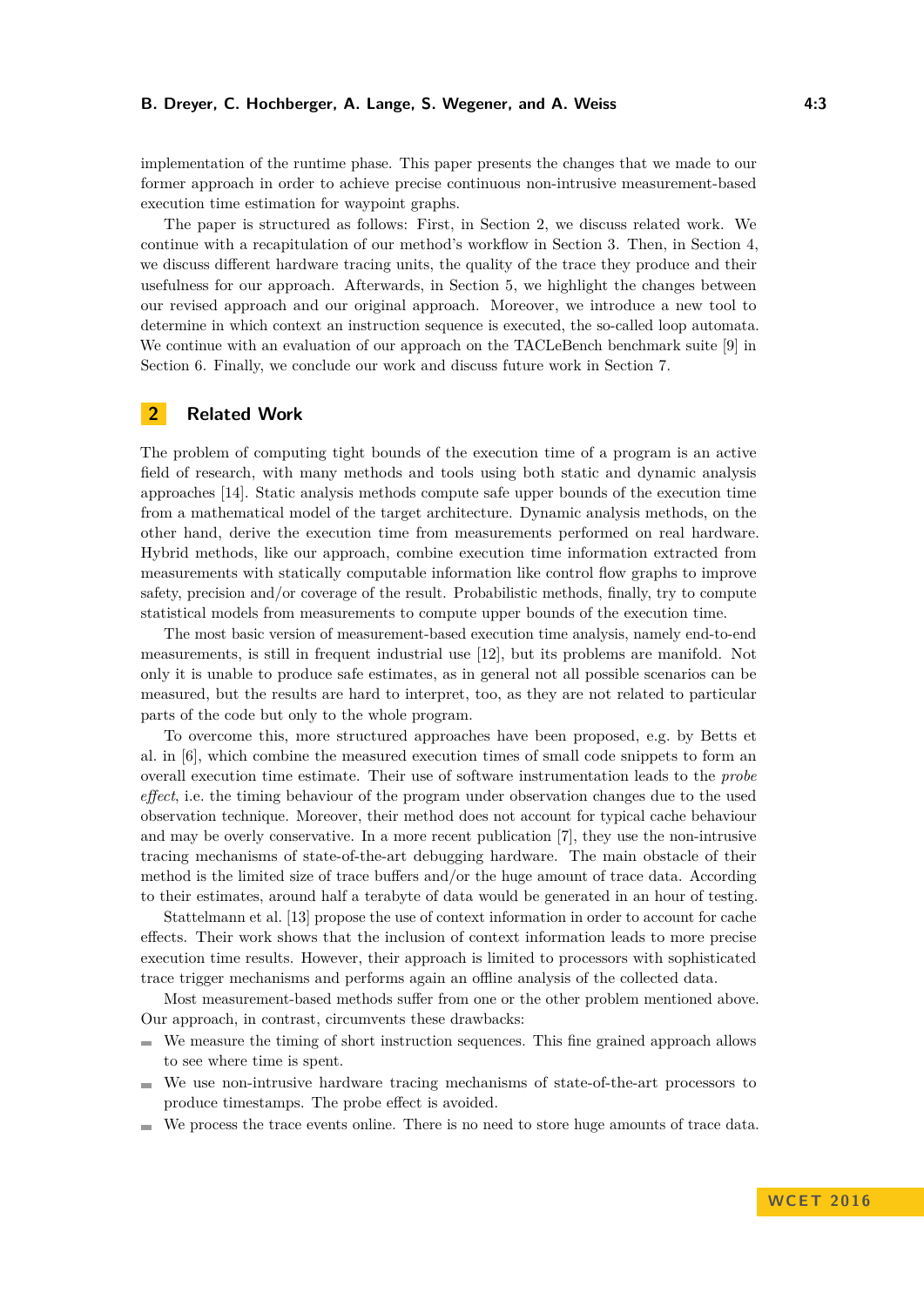implementation of the runtime phase. This paper presents the changes that we made to our former approach in order to achieve precise continuous non-intrusive measurement-based execution time estimation for waypoint graphs.

The paper is structured as follows: First, in Section 2, we discuss related work. We continue with a recapitulation of our method's workflow in Section 3. Then, in Section 4, we discuss different hardware tracing units, the quality of the trace they produce and their usefulness for our approach. Afterwards, in Section 5, we highlight the changes between our revised approach and our original approach. Moreover, we introduce a new tool to determine in which context an instruction sequence is executed, the so-called loop automata. We continue with an evaluation of our approach on the TACLeBench benchmark suite [9] in Section 6. Finally, we conclude our work and discuss future work in Section 7.

## 2 Related Work

The problem of computing tight bounds of the execution time of a program is an active field of research, with many methods and tools using both static and dynamic analysis approaches [14]. Static analysis methods compute safe upper bounds of the execution time from a mathematical model of the target architecture. Dynamic analysis methods, on the other hand, derive the execution time from measurements performed on real hardware. Hybrid methods, like our approach, combine execution time information extracted from measurements with statically computable information like control flow graphs to improve safety, precision and/or coverage of the result. Probabilistic methods, finally, try to compute statistical models from measurements to compute upper bounds of the execution time.

The most basic version of measurement-based execution time analysis, namely end-to-end measurements, is still in frequent industrial use [12], but its problems are manifold. Not only it is unable to produce safe estimates, as in general not all possible scenarios can be measured, but the results are hard to interpret, too, as they are not related to particular parts of the code but only to the whole program.

To overcome this, more structured approaches have been proposed, e.g. by Betts et al. in [6], which combine the measured execution times of small code snippets to form an overall execution time estimate. Their use of software instrumentation leads to the *probe effect*, i.e. the timing behaviour of the program under observation changes due to the used observation technique. Moreover, their method does not account for typical cache behaviour and may be overly conservative. In a more recent publication [7], they use the non-intrusive tracing mechanisms of state-of-the-art debugging hardware. The main obstacle of their method is the limited size of trace buffers and/or the huge amount of trace data. According to their estimates, around half a terabyte of data would be generated in an hour of testing.

Stattelmann et al. [13] propose the use of context information in order to account for cache effects. Their work shows that the inclusion of context information leads to more precise execution time results. However, their approach is limited to processors with sophisticated trace trigger mechanisms and performs again an offline analysis of the collected data.

Most measurement-based methods suffer from one or the other problem mentioned above. Our approach, in contrast, circumvents these drawbacks:

- We measure the timing of short instruction sequences. This fine grained approach allows to see where time is spent.
- We use non-intrusive hardware tracing mechanisms of state-of-the-art processors to produce timestamps. The probe effect is avoided.
- We process the trace events online. There is no need to store huge amounts of trace data.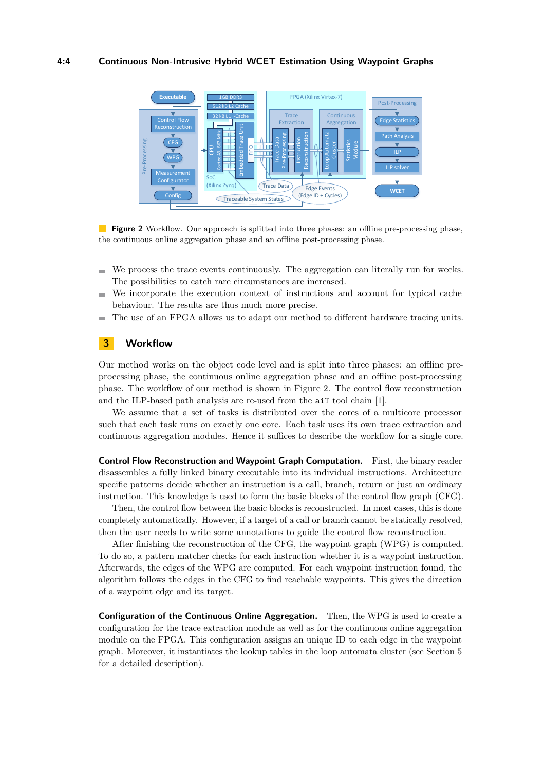**Figure 2** Workflow. Our approach is splitted into three phases: an offline pre-processing phase, the continuous online aggregation phase and an offline post-processing phase.

- We process the trace events continuously. The aggregation can literally run for weeks. The possibilities to catch rare circumstances are increased.
- We incorporate the execution context of instructions and account for typical cache behaviour. The results are thus much more precise.
- The use of an FPGA allows us to adapt our method to different hardware tracing units.

## 3 Workflow

Our method works on the object code level and is split into three phases: an offline pre-processing phase, the continuous online aggregation phase and an offline post-processing phase. The workflow of our method is shown in Figure 2. The control flow reconstruction and the ILP-based path analysis are re-used from the `aiT` tool chain [1].

We assume that a set of tasks is distributed over the cores of a multicore processor such that each task runs on exactly one core. Each task uses its own trace extraction and continuous aggregation modules. Hence it suffices to describe the workflow for a single core.

**Control Flow Reconstruction and Waypoint Graph Computation.** First, the binary reader disassembles a fully linked binary executable into its individual instructions. Architecture specific patterns decide whether an instruction is a call, branch, return or just an ordinary instruction. This knowledge is used to form the basic blocks of the control flow graph (CFG).

Then, the control flow between the basic blocks is reconstructed. In most cases, this is done completely automatically. However, if a target of a call or branch cannot be statically resolved, then the user needs to write some annotations to guide the control flow reconstruction.

After finishing the reconstruction of the CFG, the waypoint graph (WPG) is computed. To do so, a pattern matcher checks for each instruction whether it is a waypoint instruction. Afterwards, the edges of the WPG are computed. For each waypoint instruction found, the algorithm follows the edges in the CFG to find reachable waypoints. This gives the direction of a waypoint edge and its target.

**Configuration of the Continuous Online Aggregation.** Then, the WPG is used to create a configuration for the trace extraction module as well as for the continuous online aggregation module on the FPGA. This configuration assigns an unique ID to each edge in the waypoint graph. Moreover, it instantiates the lookup tables in the loop automata cluster (see Section 5 for a detailed description).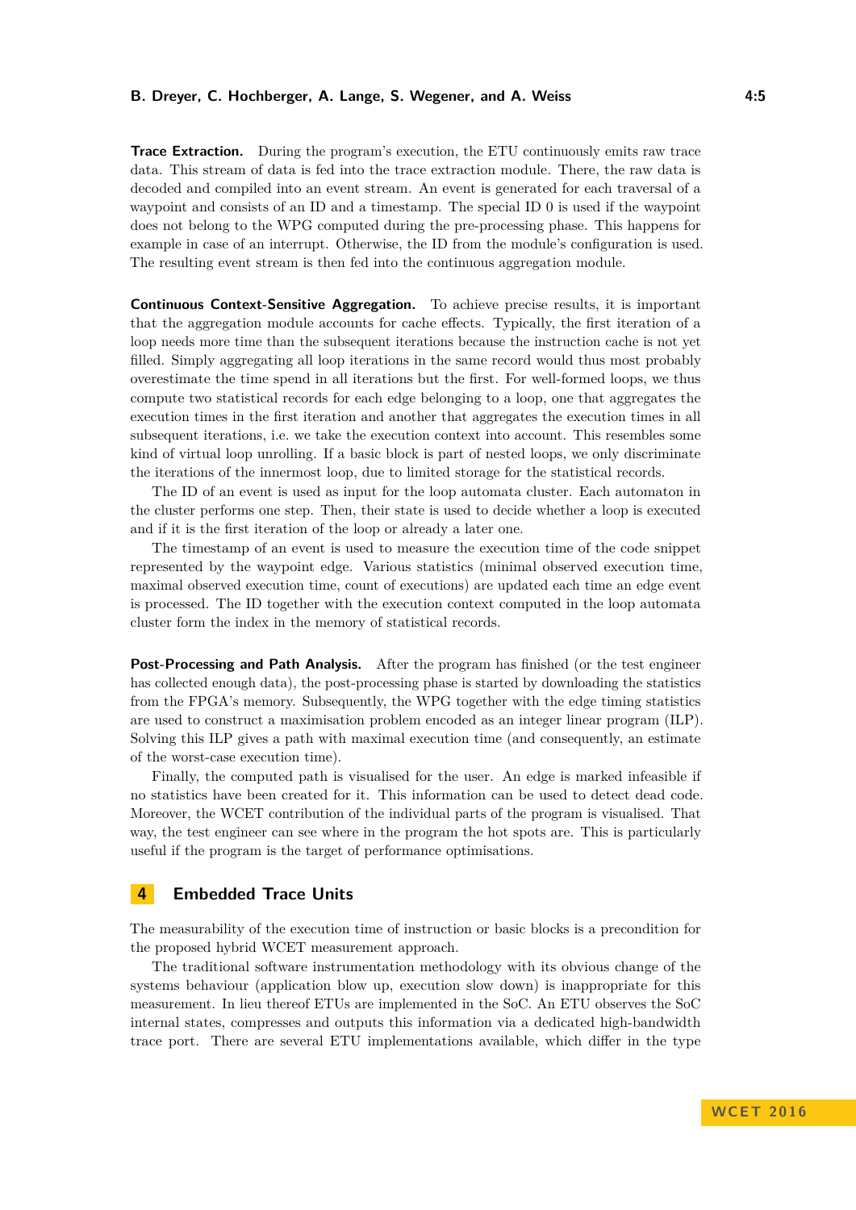**Trace Extraction.** During the program's execution, the ETU continuously emits raw trace data. This stream of data is fed into the trace extraction module. There, the raw data is decoded and compiled into an event stream. An event is generated for each traversal of a waypoint and consists of an ID and a timestamp. The special ID 0 is used if the waypoint does not belong to the WPG computed during the pre-processing phase. This happens for example in case of an interrupt. Otherwise, the ID from the module's configuration is used. The resulting event stream is then fed into the continuous aggregation module.

**Continuous Context-Sensitive Aggregation.** To achieve precise results, it is important that the aggregation module accounts for cache effects. Typically, the first iteration of a loop needs more time than the subsequent iterations because the instruction cache is not yet filled. Simply aggregating all loop iterations in the same record would thus most probably overestimate the time spend in all iterations but the first. For well-formed loops, we thus compute two statistical records for each edge belonging to a loop, one that aggregates the execution times in the first iteration and another that aggregates the execution times in all subsequent iterations, i.e. we take the execution context into account. This resembles some kind of virtual loop unrolling. If a basic block is part of nested loops, we only discriminate the iterations of the innermost loop, due to limited storage for the statistical records.

The ID of an event is used as input for the loop automata cluster. Each automaton in the cluster performs one step. Then, their state is used to decide whether a loop is executed and if it is the first iteration of the loop or already a later one.

The timestamp of an event is used to measure the execution time of the code snippet represented by the waypoint edge. Various statistics (minimal observed execution time, maximal observed execution time, count of executions) are updated each time an edge event is processed. The ID together with the execution context computed in the loop automata cluster form the index in the memory of statistical records.

**Post-Processing and Path Analysis.** After the program has finished (or the test engineer has collected enough data), the post-processing phase is started by downloading the statistics from the FPGA's memory. Subsequently, the WPG together with the edge timing statistics are used to construct a maximisation problem encoded as an integer linear program (ILP). Solving this ILP gives a path with maximal execution time (and consequently, an estimate of the worst-case execution time).

Finally, the computed path is visualised for the user. An edge is marked infeasible if no statistics have been created for it. This information can be used to detect dead code. Moreover, the WCET contribution of the individual parts of the program is visualised. That way, the test engineer can see where in the program the hot spots are. This is particularly useful if the program is the target of performance optimisations.

## 4 Embedded Trace Units

The measurability of the execution time of instruction or basic blocks is a precondition for the proposed hybrid WCET measurement approach.

The traditional software instrumentation methodology with its obvious change of the systems behaviour (application blow up, execution slow down) is inappropriate for this measurement. In lieu thereof ETUs are implemented in the SoC. An ETU observes the SoC internal states, compresses and outputs this information via a dedicated high-bandwidth trace port. There are several ETU implementations available, which differ in the type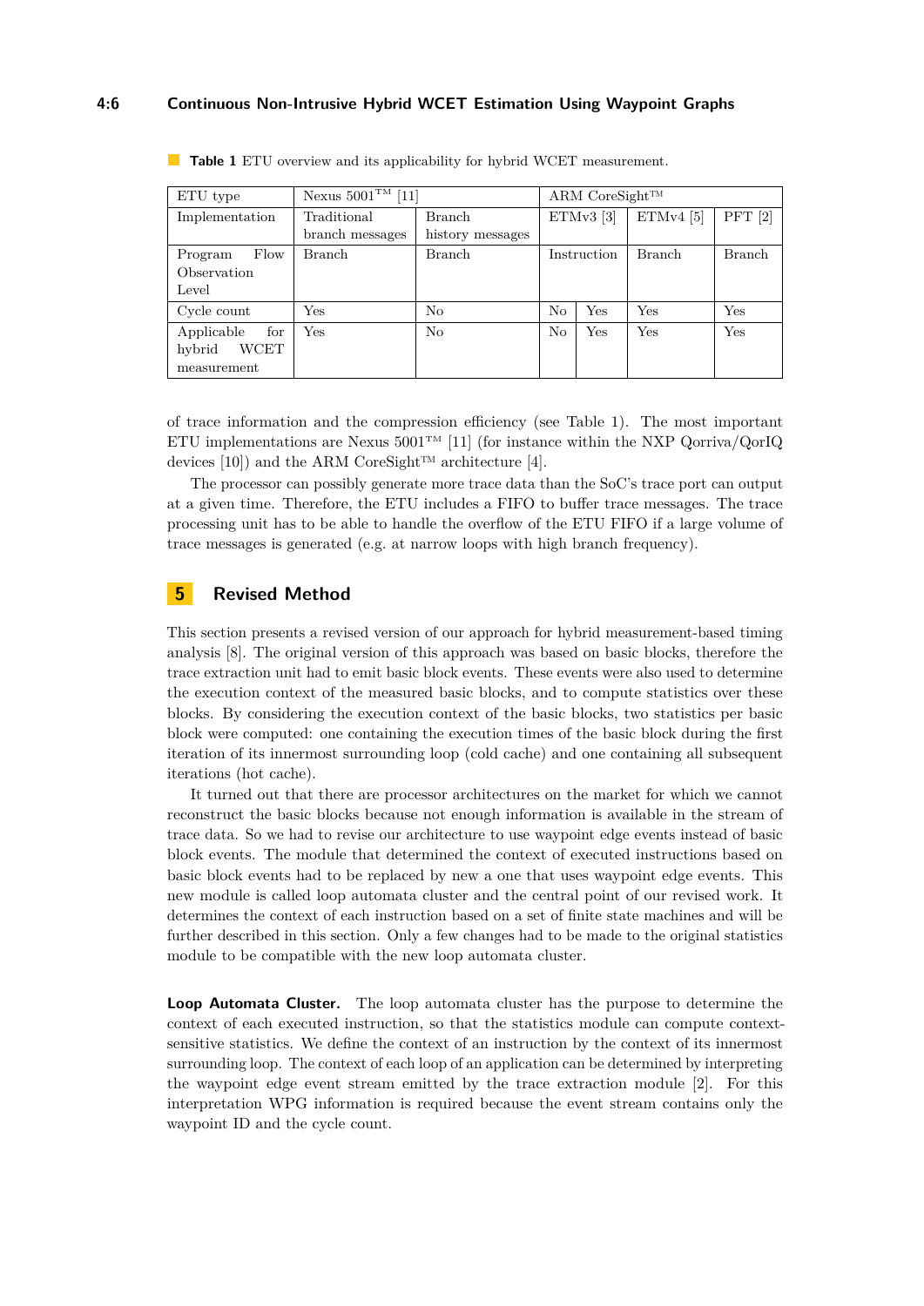**Table 1** ETU overview and its applicability for hybrid WCET measurement.

| ETU type | Nexus 5001™ [11] | | ARM CoreSight™ | | | |
|---|---|---|---|---|---|---|
| Implementation | Traditional branch messages | Branch history messages | ETMv3 [3] | | ETMv4 [5] | PFT [2] |
| Program Flow Observation Level | Branch | Branch | Instruction | | Branch | Branch |
| Cycle count | Yes | No | No | Yes | Yes | Yes |
| Applicable for hybrid WCET measurement | Yes | No | No | Yes | Yes | Yes |

of trace information and the compression efficiency (see Table 1). The most important ETU implementations are Nexus 5001™ [11] (for instance within the NXP Qorriva/QorIQ devices [10]) and the ARM CoreSight™ architecture [4].

The processor can possibly generate more trace data than the SoC's trace port can output at a given time. Therefore, the ETU includes a FIFO to buffer trace messages. The trace processing unit has to be able to handle the overflow of the ETU FIFO if a large volume of trace messages is generated (e.g. at narrow loops with high branch frequency).

## 5 Revised Method

This section presents a revised version of our approach for hybrid measurement-based timing analysis [8]. The original version of this approach was based on basic blocks, therefore the trace extraction unit had to emit basic block events. These events were also used to determine the execution context of the measured basic blocks, and to compute statistics over these blocks. By considering the execution context of the basic blocks, two statistics per basic block were computed: one containing the execution times of the basic block during the first iteration of its innermost surrounding loop (cold cache) and one containing all subsequent iterations (hot cache).

It turned out that there are processor architectures on the market for which we cannot reconstruct the basic blocks because not enough information is available in the stream of trace data. So we had to revise our architecture to use waypoint edge events instead of basic block events. The module that determined the context of executed instructions based on basic block events had to be replaced by new a one that uses waypoint edge events. This new module is called loop automata cluster and the central point of our revised work. It determines the context of each instruction based on a set of finite state machines and will be further described in this section. Only a few changes had to be made to the original statistics module to be compatible with the new loop automata cluster.

**Loop Automata Cluster.** The loop automata cluster has the purpose to determine the context of each executed instruction, so that the statistics module can compute context-sensitive statistics. We define the context of an instruction by the context of its innermost surrounding loop. The context of each loop of an application can be determined by interpreting the waypoint edge event stream emitted by the trace extraction module [2]. For this interpretation WPG information is required because the event stream contains only the waypoint ID and the cycle count.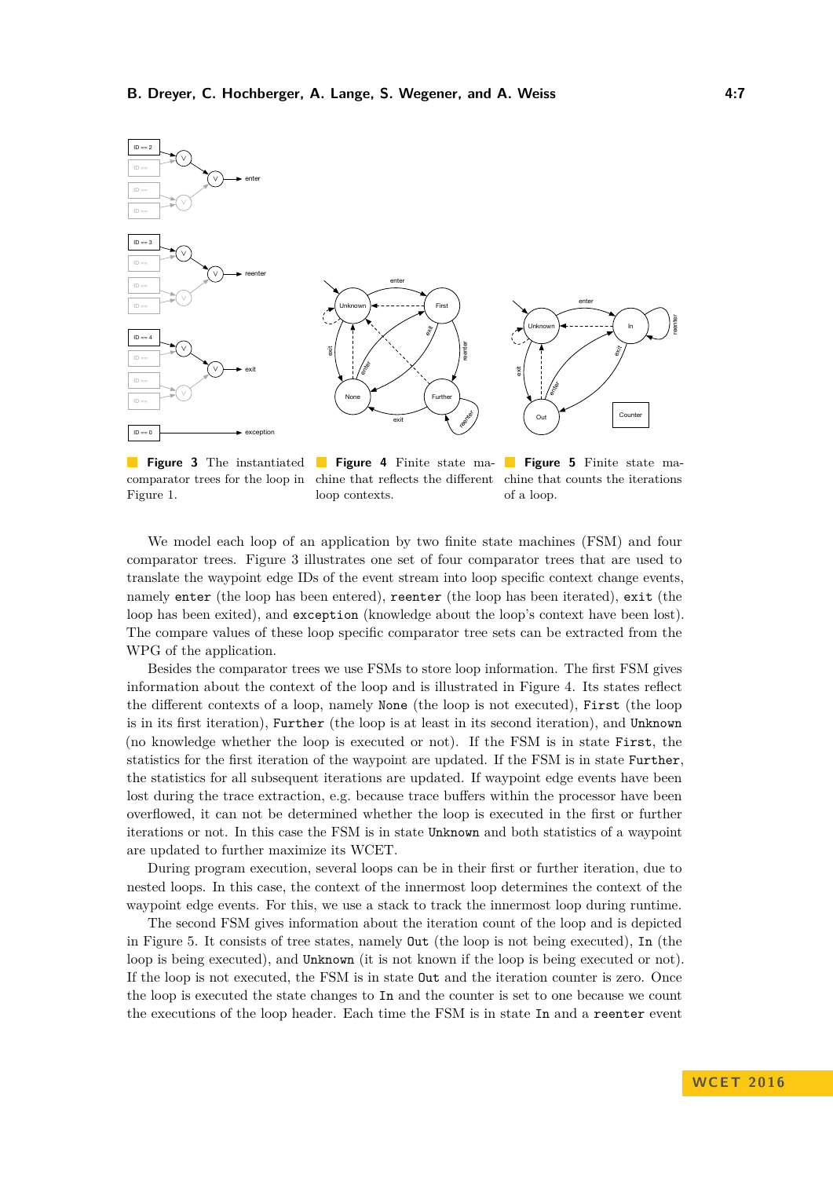**Figure 3** The instantiated comparator trees for the loop in Figure 1.

**Figure 4** Finite state machine that reflects the different loop contexts.

**Figure 5** Finite state machine that counts the iterations of a loop.

We model each loop of an application by two finite state machines (FSM) and four comparator trees. Figure 3 illustrates one set of four comparator trees that are used to translate the waypoint edge IDs of the event stream into loop specific context change events, namely `enter` (the loop has been entered), `reenter` (the loop has been iterated), `exit` (the loop has been exited), and `exception` (knowledge about the loop's context have been lost). The compare values of these loop specific comparator tree sets can be extracted from the WPG of the application.

Besides the comparator trees we use FSMs to store loop information. The first FSM gives information about the context of the loop and is illustrated in Figure 4. Its states reflect the different contexts of a loop, namely `None` (the loop is not executed), `First` (the loop is in its first iteration), `Further` (the loop is at least in its second iteration), and `Unknown` (no knowledge whether the loop is executed or not). If the FSM is in state `First`, the statistics for the first iteration of the waypoint are updated. If the FSM is in state `Further`, the statistics for all subsequent iterations are updated. If waypoint edge events have been lost during the trace extraction, e.g. because trace buffers within the processor have been overflowed, it can not be determined whether the loop is executed in the first or further iterations or not. In this case the FSM is in state `Unknown` and both statistics of a waypoint are updated to further maximize its WCET.

During program execution, several loops can be in their first or further iteration, due to nested loops. In this case, the context of the innermost loop determines the context of the waypoint edge events. For this, we use a stack to track the innermost loop during runtime.

The second FSM gives information about the iteration count of the loop and is depicted in Figure 5. It consists of tree states, namely `Out` (the loop is not being executed), `In` (the loop is being executed), and `Unknown` (it is not known if the loop is being executed or not). If the loop is not executed, the FSM is in state `Out` and the iteration counter is zero. Once the loop is executed the state changes to `In` and the counter is set to one because we count the executions of the loop header. Each time the FSM is in state `In` and a `reenter` event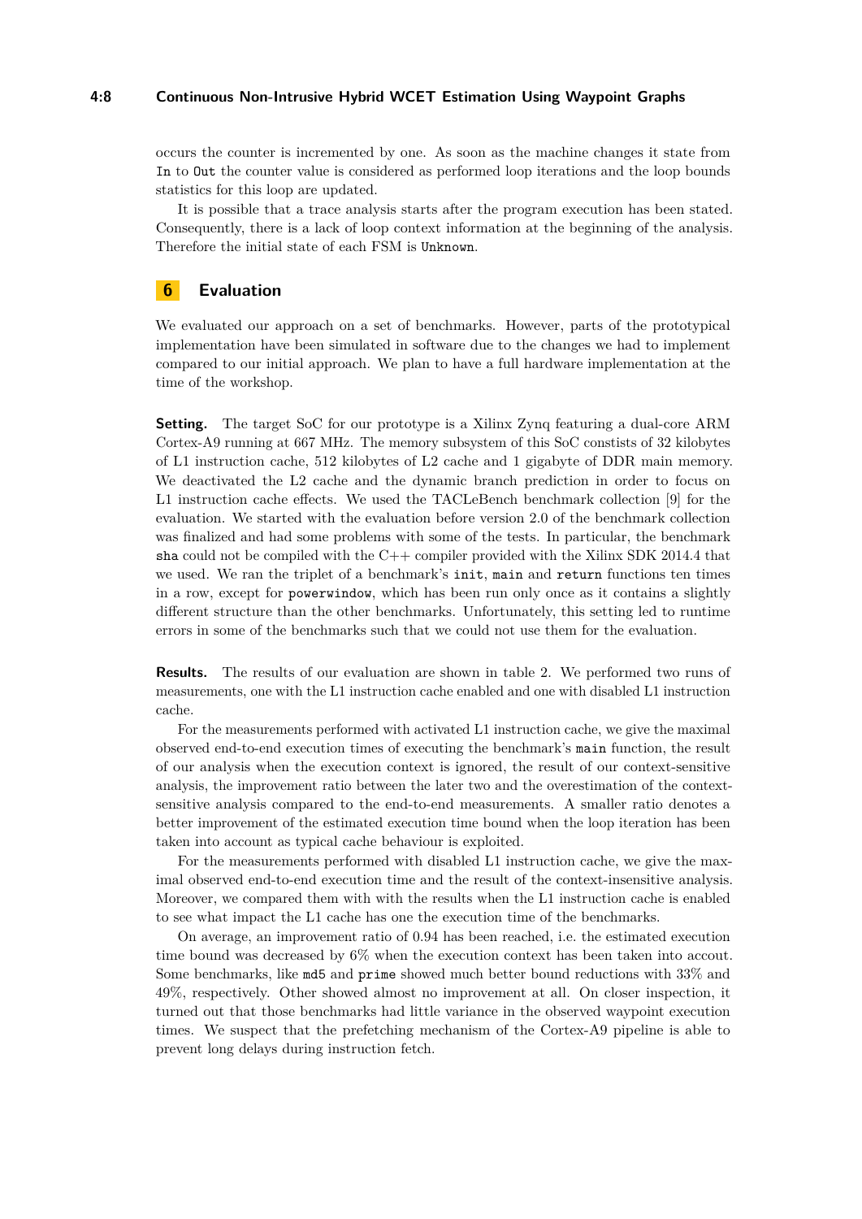occurs the counter is incremented by one. As soon as the machine changes it state from `In` to `Out` the counter value is considered as performed loop iterations and the loop bounds statistics for this loop are updated.

It is possible that a trace analysis starts after the program execution has been stated. Consequently, there is a lack of loop context information at the beginning of the analysis. Therefore the initial state of each FSM is `Unknown`.

## 6 Evaluation

We evaluated our approach on a set of benchmarks. However, parts of the prototypical implementation have been simulated in software due to the changes we had to implement compared to our initial approach. We plan to have a full hardware implementation at the time of the workshop.

**Setting.** The target SoC for our prototype is a Xilinx Zynq featuring a dual-core ARM Cortex-A9 running at 667 MHz. The memory subsystem of this SoC constists of 32 kilobytes of L1 instruction cache, 512 kilobytes of L2 cache and 1 gigabyte of DDR main memory. We deactivated the L2 cache and the dynamic branch prediction in order to focus on L1 instruction cache effects. We used the TACLeBench benchmark collection [9] for the evaluation. We started with the evaluation before version 2.0 of the benchmark collection was finalized and had some problems with some of the tests. In particular, the benchmark `sha` could not be compiled with the C++ compiler provided with the Xilinx SDK 2014.4 that we used. We ran the triplet of a benchmark's `init`, `main` and `return` functions ten times in a row, except for `powerwindow`, which has been run only once as it contains a slightly different structure than the other benchmarks. Unfortunately, this setting led to runtime errors in some of the benchmarks such that we could not use them for the evaluation.

**Results.** The results of our evaluation are shown in table 2. We performed two runs of measurements, one with the L1 instruction cache enabled and one with disabled L1 instruction cache.

For the measurements performed with activated L1 instruction cache, we give the maximal observed end-to-end execution times of executing the benchmark's `main` function, the result of our analysis when the execution context is ignored, the result of our context-sensitive analysis, the improvement ratio between the later two and the overestimation of the context-sensitive analysis compared to the end-to-end measurements. A smaller ratio denotes a better improvement of the estimated execution time bound when the loop iteration has been taken into account as typical cache behaviour is exploited.

For the measurements performed with disabled L1 instruction cache, we give the maximal observed end-to-end execution time and the result of the context-insensitive analysis. Moreover, we compared them with with the results when the L1 instruction cache is enabled to see what impact the L1 cache has one the execution time of the benchmarks.

On average, an improvement ratio of 0.94 has been reached, i.e. the estimated execution time bound was decreased by 6% when the execution context has been taken into accout. Some benchmarks, like `md5` and `prime` showed much better bound reductions with 33% and 49%, respectively. Other showed almost no improvement at all. On closer inspection, it turned out that those benchmarks had little variance in the observed waypoint execution times. We suspect that the prefetching mechanism of the Cortex-A9 pipeline is able to prevent long delays during instruction fetch.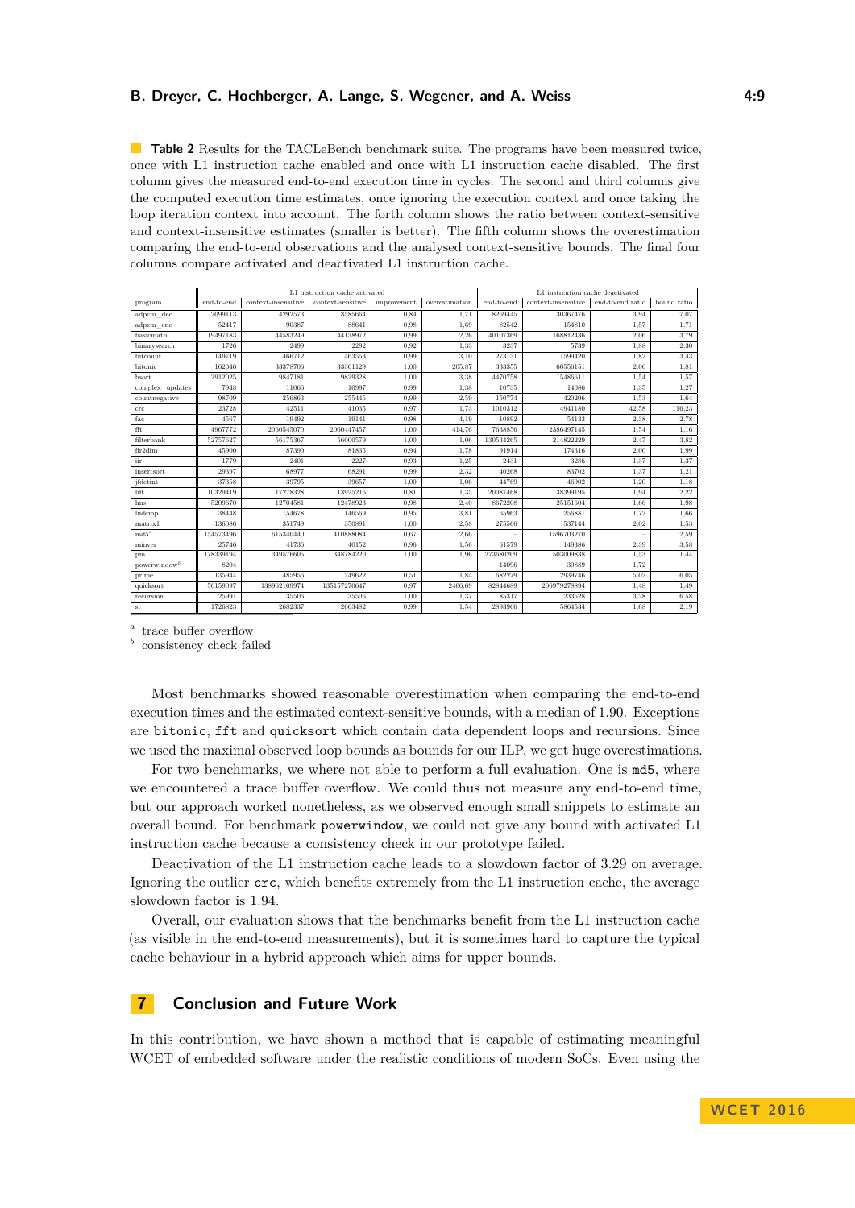**Table 2** Results for the TACLeBench benchmark suite. The programs have been measured twice, once with L1 instruction cache enabled and once with L1 instruction cache disabled. The first column gives the measured end-to-end execution time in cycles. The second and third columns give the computed execution time estimates, once ignoring the execution context and once taking the loop iteration context into account. The forth column shows the ratio between context-sensitive and context-insensitive estimates (smaller is better). The fifth column shows the overestimation comparing the end-to-end observations and the analysed context-sensitive bounds. The final four columns compare activated and deactivated L1 instruction cache.

| | L1 instruction cache activated | | | | | L1 instruction cache deactivated | | | |
|---|---|---|---|---|---|---|---|---|---|
| program | end-to-end | context-insensitive | context-sensitive | improvement | overestimation | end-to-end | context-insensitive | end-to-end ratio | bound ratio |
| adpcm_dec | 2099113 | 4292573 | 3585664 | 0.84 | 1.71 | 8269445 | 30367476 | 3.94 | 7.07 |
| adpcm_enc | 52417 | 90387 | 88641 | 0.98 | 1.69 | 82542 | 154810 | 1.57 | 1.71 |
| basicmath | 19497183 | 44583249 | 44138972 | 0.99 | 2.26 | 40107369 | 168812436 | 2.06 | 3.79 |
| binarysearch | 1726 | 2499 | 2292 | 0.92 | 1.33 | 3237 | 5739 | 1.88 | 2.30 |
| bitcount | 149719 | 466712 | 463553 | 0.99 | 3.10 | 273131 | 1599420 | 1.82 | 3.43 |
| bitonic | 162046 | 33378706 | 33361129 | 1.00 | 205.87 | 333355 | 60556151 | 2.06 | 1.81 |
| bsort | 2912025 | 9847181 | 9829328 | 1.00 | 3.38 | 4470758 | 15486611 | 1.54 | 1.57 |
| complex_updates | 7948 | 11066 | 10997 | 0.99 | 1.38 | 10735 | 14086 | 1.35 | 1.27 |
| countnegative | 98709 | 256863 | 255445 | 0.99 | 2.59 | 150774 | 420206 | 1.53 | 1.64 |
| crc | 23728 | 42511 | 41035 | 0.97 | 1.73 | 1010312 | 4941180 | 42.58 | 116.23 |
| fac | 4567 | 19492 | 19141 | 0.98 | 4.19 | 10892 | 54133 | 2.38 | 2.78 |
| fft | 4967772 | 2060545070 | 2060447457 | 1.00 | 414.76 | 7638856 | 2386497145 | 1.54 | 1.16 |
| filterbank | 52757627 | 56175367 | 56000579 | 1.00 | 1.06 | 130534265 | 214822229 | 2.47 | 3.82 |
| fir2dim | 45900 | 87390 | 81835 | 0.94 | 1.78 | 91914 | 174316 | 2.00 | 1.99 |
| iir | 1779 | 2401 | 2227 | 0.93 | 1.25 | 2431 | 3286 | 1.37 | 1.37 |
| insertsort | 29397 | 68977 | 68291 | 0.99 | 2.32 | 40268 | 83702 | 1.37 | 1.21 |
| jfdctint | 37358 | 39795 | 39657 | 1.00 | 1.06 | 44769 | 46902 | 1.20 | 1.18 |
| lift | 10329419 | 17278328 | 13925216 | 0.81 | 1.35 | 20087468 | 38399195 | 1.94 | 2.22 |
| lms | 5209670 | 12704581 | 12478923 | 0.98 | 2.40 | 8672208 | 25151604 | 1.66 | 1.98 |
| ludcmp | 38448 | 154678 | 146569 | 0.95 | 3.81 | 65963 | 256881 | 1.72 | 1.66 |
| matrix1 | 136086 | 351749 | 350891 | 1.00 | 2.58 | 275566 | 537144 | 2.02 | 1.53 |
| md5[a] | 154573496 | 615340440 | 410888084 | 0.67 | 2.66 | – | 1596703270 | – | 2.59 |
| minver | 25746 | 41736 | 40152 | 0.96 | 1.56 | 61579 | 149386 | 2.39 | 3.58 |
| pm | 178339194 | 349576605 | 348784220 | 1.00 | 1.96 | 273680209 | 503009838 | 1.53 | 1.44 |
| powerwindow[b] | 8204 | – | – | – | – | 14096 | 30889 | 1.72 | |
| prime | 135944 | 485956 | 249622 | 0.51 | 1.84 | 682279 | 2939746 | 5.02 | 6.05 |
| quicksort | 56159097 | 138962109974 | 135157270647 | 0.97 | 2406.69 | 82844689 | 206979278894 | 1.48 | 1.49 |
| recursion | 25991 | 35506 | 35506 | 1.00 | 1.37 | 85317 | 233528 | 3.28 | 6.58 |
| st | 1726823 | 2682337 | 2663482 | 0.99 | 1.54 | 2893966 | 5864534 | 1.68 | 2.19 |

[a] trace buffer overflow
[b] consistency check failed

Most benchmarks showed reasonable overestimation when comparing the end-to-end execution times and the estimated context-sensitive bounds, with a median of 1.90. Exceptions are `bitonic`, `fft` and `quicksort` which contain data dependent loops and recursions. Since we used the maximal observed loop bounds as bounds for our ILP, we get huge overestimations.

For two benchmarks, we where not able to perform a full evaluation. One is `md5`, where we encountered a trace buffer overflow. We could thus not measure any end-to-end time, but our approach worked nonetheless, as we observed enough small snippets to estimate an overall bound. For benchmark `powerwindow`, we could not give any bound with activated L1 instruction cache because a consistency check in our prototype failed.

Deactivation of the L1 instruction cache leads to a slowdown factor of 3.29 on average. Ignoring the outlier `crc`, which benefits extremely from the L1 instruction cache, the average slowdown factor is 1.94.

Overall, our evaluation shows that the benchmarks benefit from the L1 instruction cache (as visible in the end-to-end measurements), but it is sometimes hard to capture the typical cache behaviour in a hybrid approach which aims for upper bounds.

## 7 Conclusion and Future Work

In this contribution, we have shown a method that is capable of estimating meaningful WCET of embedded software under the realistic conditions of modern SoCs. Even using the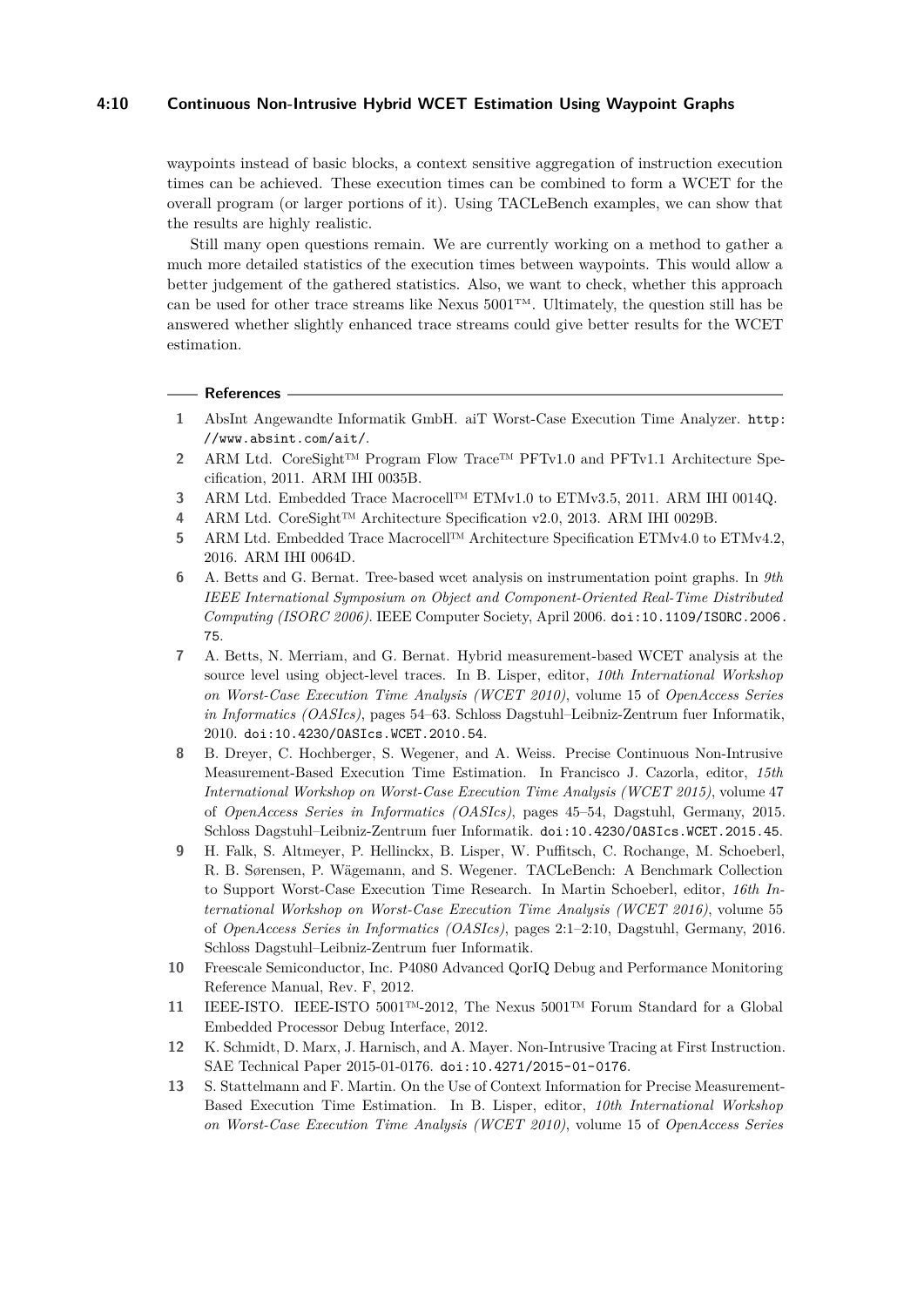waypoints instead of basic blocks, a context sensitive aggregation of instruction execution times can be achieved. These execution times can be combined to form a WCET for the overall program (or larger portions of it). Using TACLeBench examples, we can show that the results are highly realistic.

Still many open questions remain. We are currently working on a method to gather a much more detailed statistics of the execution times between waypoints. This would allow a better judgement of the gathered statistics. Also, we want to check, whether this approach can be used for other trace streams like Nexus 5001™. Ultimately, the question still has be answered whether slightly enhanced trace streams could give better results for the WCET estimation.

## References

1. AbsInt Angewandte Informatik GmbH. aiT Worst-Case Execution Time Analyzer. http://www.absint.com/ait/.
2. ARM Ltd. CoreSight™ Program Flow Trace™ PFTv1.0 and PFTv1.1 Architecture Specification, 2011. ARM IHI 0035B.
3. ARM Ltd. Embedded Trace Macrocell™ ETMv1.0 to ETMv3.5, 2011. ARM IHI 0014Q.
4. ARM Ltd. CoreSight™ Architecture Specification v2.0, 2013. ARM IHI 0029B.
5. ARM Ltd. Embedded Trace Macrocell™ Architecture Specification ETMv4.0 to ETMv4.2, 2016. ARM IHI 0064D.
6. A. Betts and G. Bernat. Tree-based wcet analysis on instrumentation point graphs. In *9th IEEE International Symposium on Object and Component-Oriented Real-Time Distributed Computing (ISORC 2006)*. IEEE Computer Society, April 2006. doi:10.1109/ISORC.2006.75.
7. A. Betts, N. Merriam, and G. Bernat. Hybrid measurement-based WCET analysis at the source level using object-level traces. In B. Lisper, editor, *10th International Workshop on Worst-Case Execution Time Analysis (WCET 2010)*, volume 15 of *OpenAccess Series in Informatics (OASIcs)*, pages 54–63. Schloss Dagstuhl–Leibniz-Zentrum fuer Informatik, 2010. doi:10.4230/OASIcs.WCET.2010.54.
8. B. Dreyer, C. Hochberger, S. Wegener, and A. Weiss. Precise Continuous Non-Intrusive Measurement-Based Execution Time Estimation. In Francisco J. Cazorla, editor, *15th International Workshop on Worst-Case Execution Time Analysis (WCET 2015)*, volume 47 of *OpenAccess Series in Informatics (OASIcs)*, pages 45–54, Dagstuhl, Germany, 2015. Schloss Dagstuhl–Leibniz-Zentrum fuer Informatik. doi:10.4230/OASIcs.WCET.2015.45.
9. H. Falk, S. Altmeyer, P. Hellinckx, B. Lisper, W. Puffitsch, C. Rochange, M. Schoeberl, R. B. Sørensen, P. Wägemann, and S. Wegener. TACLeBench: A Benchmark Collection to Support Worst-Case Execution Time Research. In Martin Schoeberl, editor, *16th International Workshop on Worst-Case Execution Time Analysis (WCET 2016)*, volume 55 of *OpenAccess Series in Informatics (OASIcs)*, pages 2:1–2:10, Dagstuhl, Germany, 2016. Schloss Dagstuhl–Leibniz-Zentrum fuer Informatik.
10. Freescale Semiconductor, Inc. P4080 Advanced QorIQ Debug and Performance Monitoring Reference Manual, Rev. F, 2012.
11. IEEE-ISTO. IEEE-ISTO 5001™-2012, The Nexus 5001™ Forum Standard for a Global Embedded Processor Debug Interface, 2012.
12. K. Schmidt, D. Marx, J. Harnisch, and A. Mayer. Non-Intrusive Tracing at First Instruction. SAE Technical Paper 2015-01-0176. doi:10.4271/2015-01-0176.
13. S. Stattelmann and F. Martin. On the Use of Context Information for Precise Measurement-Based Execution Time Estimation. In B. Lisper, editor, *10th International Workshop on Worst-Case Execution Time Analysis (WCET 2010)*, volume 15 of *OpenAccess Series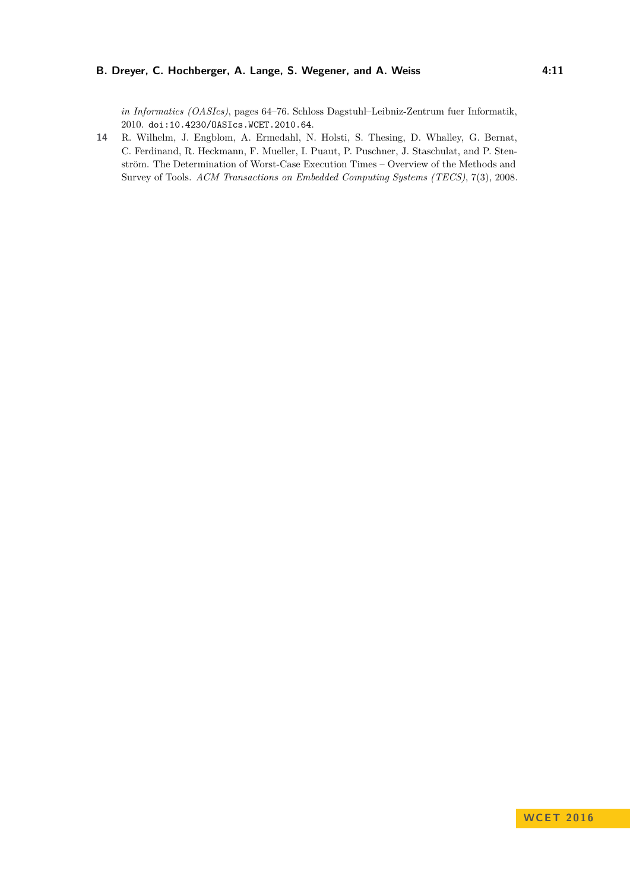*in Informatics (OASIcs)*, pages 64–76. Schloss Dagstuhl–Leibniz-Zentrum fuer Informatik, 2010. doi:10.4230/OASIcs.WCET.2010.64.

**14** R. Wilhelm, J. Engblom, A. Ermedahl, N. Holsti, S. Thesing, D. Whalley, G. Bernat, C. Ferdinand, R. Heckmann, F. Mueller, I. Puaut, P. Puschner, J. Staschulat, and P. Stenström. The Determination of Worst-Case Execution Times – Overview of the Methods and Survey of Tools. *ACM Transactions on Embedded Computing Systems (TECS)*, 7(3), 2008.